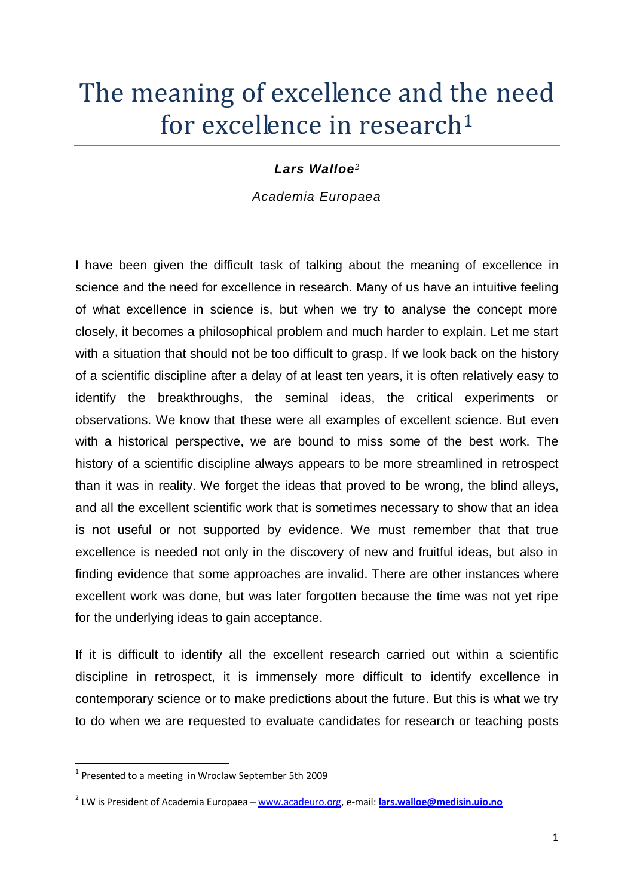# The meaning of excellence and the need for excellence in research[1]

***Lars Walloe***[2]

*Academia Europaea*

I have been given the difficult task of talking about the meaning of excellence in science and the need for excellence in research. Many of us have an intuitive feeling of what excellence in science is, but when we try to analyse the concept more closely, it becomes a philosophical problem and much harder to explain. Let me start with a situation that should not be too difficult to grasp. If we look back on the history of a scientific discipline after a delay of at least ten years, it is often relatively easy to identify the breakthroughs, the seminal ideas, the critical experiments or observations. We know that these were all examples of excellent science. But even with a historical perspective, we are bound to miss some of the best work. The history of a scientific discipline always appears to be more streamlined in retrospect than it was in reality. We forget the ideas that proved to be wrong, the blind alleys, and all the excellent scientific work that is sometimes necessary to show that an idea is not useful or not supported by evidence. We must remember that that true excellence is needed not only in the discovery of new and fruitful ideas, but also in finding evidence that some approaches are invalid. There are other instances where excellent work was done, but was later forgotten because the time was not yet ripe for the underlying ideas to gain acceptance.

If it is difficult to identify all the excellent research carried out within a scientific discipline in retrospect, it is immensely more difficult to identify excellence in contemporary science or to make predictions about the future. But this is what we try to do when we are requested to evaluate candidates for research or teaching posts

---

[1] Presented to a meeting in Wroclaw September 5th 2009

[2] LW is President of Academia Europaea – www.acadeuro.org, e-mail: **lars.walloe@medisin.uio.no**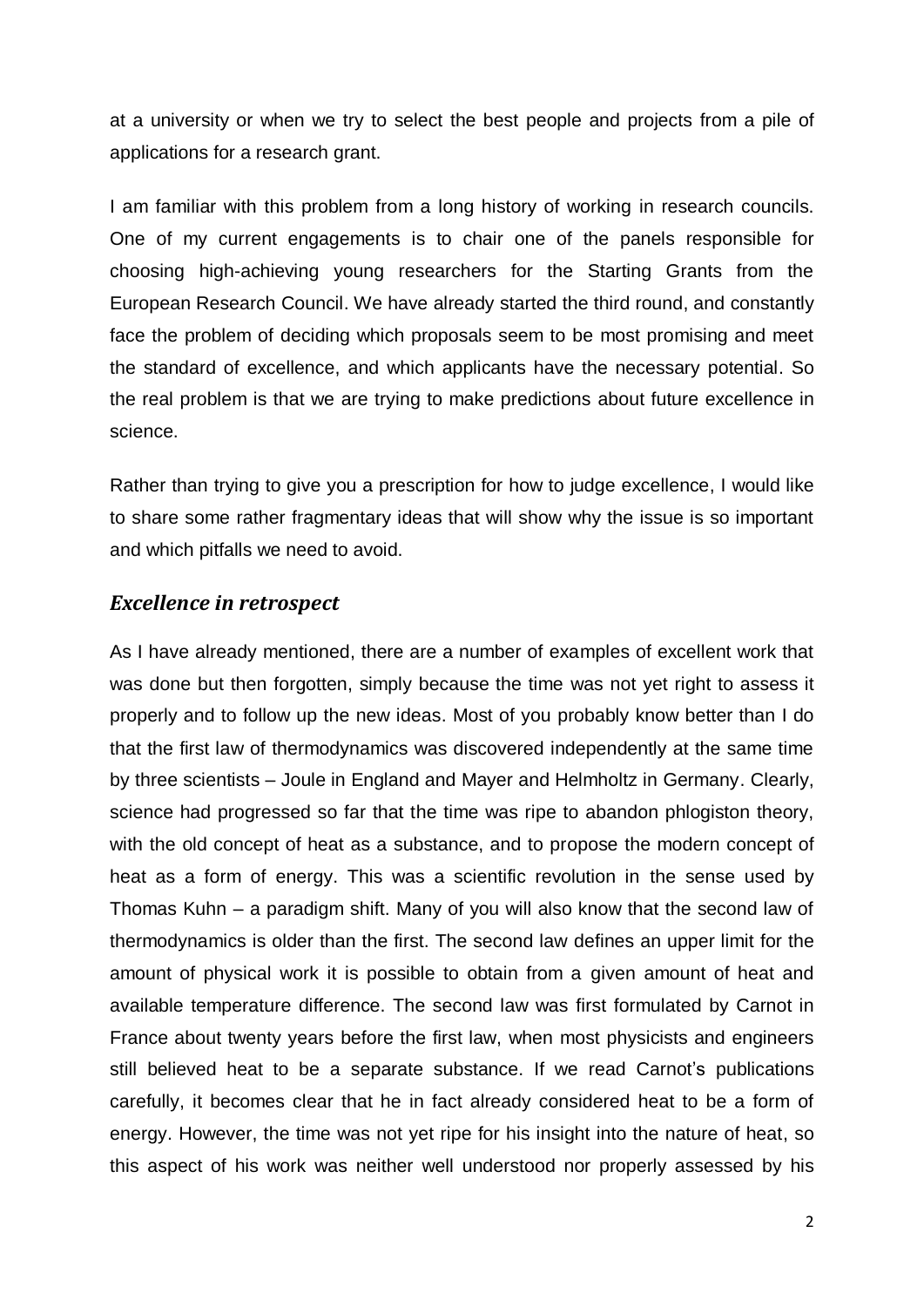at a university or when we try to select the best people and projects from a pile of applications for a research grant.

I am familiar with this problem from a long history of working in research councils. One of my current engagements is to chair one of the panels responsible for choosing high-achieving young researchers for the Starting Grants from the European Research Council. We have already started the third round, and constantly face the problem of deciding which proposals seem to be most promising and meet the standard of excellence, and which applicants have the necessary potential. So the real problem is that we are trying to make predictions about future excellence in science.

Rather than trying to give you a prescription for how to judge excellence, I would like to share some rather fragmentary ideas that will show why the issue is so important and which pitfalls we need to avoid.

## *Excellence in retrospect*

As I have already mentioned, there are a number of examples of excellent work that was done but then forgotten, simply because the time was not yet right to assess it properly and to follow up the new ideas. Most of you probably know better than I do that the first law of thermodynamics was discovered independently at the same time by three scientists – Joule in England and Mayer and Helmholtz in Germany. Clearly, science had progressed so far that the time was ripe to abandon phlogiston theory, with the old concept of heat as a substance, and to propose the modern concept of heat as a form of energy. This was a scientific revolution in the sense used by Thomas Kuhn – a paradigm shift. Many of you will also know that the second law of thermodynamics is older than the first. The second law defines an upper limit for the amount of physical work it is possible to obtain from a given amount of heat and available temperature difference. The second law was first formulated by Carnot in France about twenty years before the first law, when most physicists and engineers still believed heat to be a separate substance. If we read Carnot's publications carefully, it becomes clear that he in fact already considered heat to be a form of energy. However, the time was not yet ripe for his insight into the nature of heat, so this aspect of his work was neither well understood nor properly assessed by his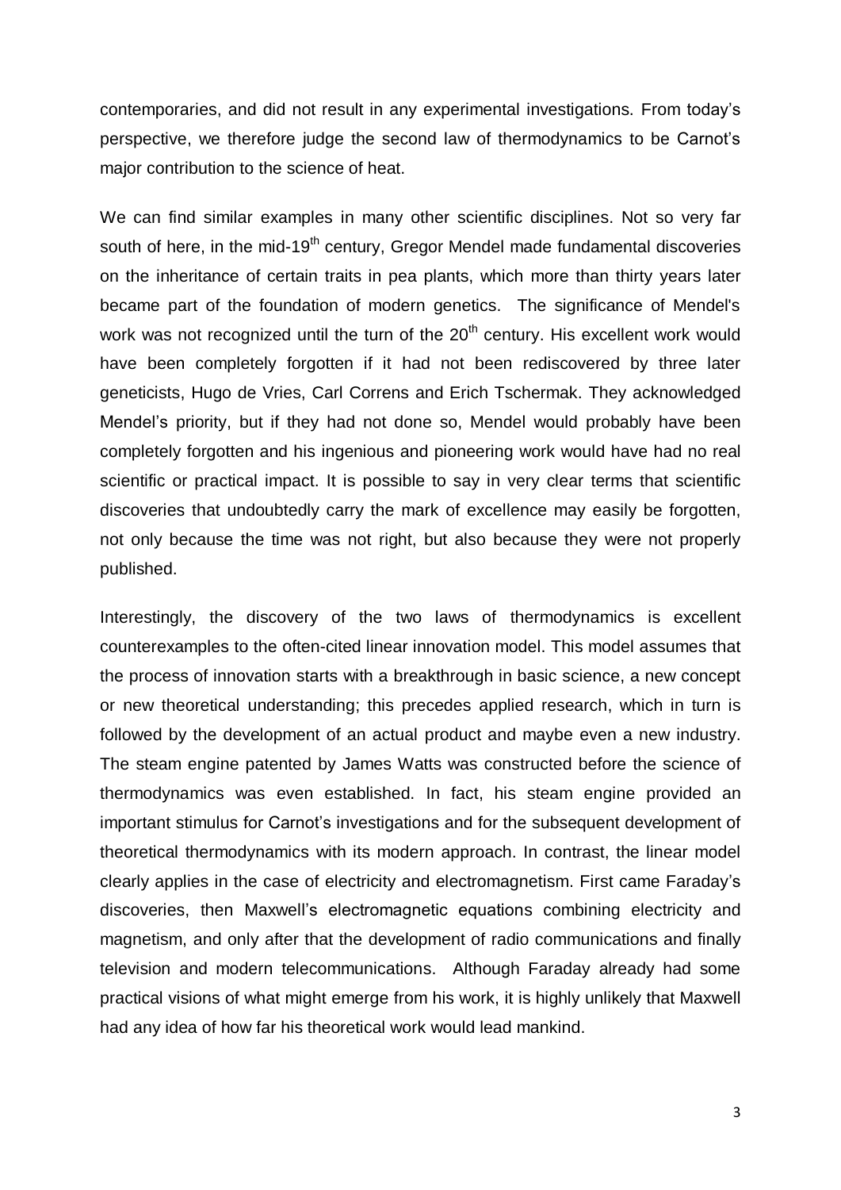contemporaries, and did not result in any experimental investigations. From today's perspective, we therefore judge the second law of thermodynamics to be Carnot's major contribution to the science of heat.

We can find similar examples in many other scientific disciplines. Not so very far south of here, in the mid-19th century, Gregor Mendel made fundamental discoveries on the inheritance of certain traits in pea plants, which more than thirty years later became part of the foundation of modern genetics. The significance of Mendel's work was not recognized until the turn of the 20th century. His excellent work would have been completely forgotten if it had not been rediscovered by three later geneticists, Hugo de Vries, Carl Correns and Erich Tschermak. They acknowledged Mendel's priority, but if they had not done so, Mendel would probably have been completely forgotten and his ingenious and pioneering work would have had no real scientific or practical impact. It is possible to say in very clear terms that scientific discoveries that undoubtedly carry the mark of excellence may easily be forgotten, not only because the time was not right, but also because they were not properly published.

Interestingly, the discovery of the two laws of thermodynamics is excellent counterexamples to the often-cited linear innovation model. This model assumes that the process of innovation starts with a breakthrough in basic science, a new concept or new theoretical understanding; this precedes applied research, which in turn is followed by the development of an actual product and maybe even a new industry. The steam engine patented by James Watts was constructed before the science of thermodynamics was even established. In fact, his steam engine provided an important stimulus for Carnot's investigations and for the subsequent development of theoretical thermodynamics with its modern approach. In contrast, the linear model clearly applies in the case of electricity and electromagnetism. First came Faraday's discoveries, then Maxwell's electromagnetic equations combining electricity and magnetism, and only after that the development of radio communications and finally television and modern telecommunications. Although Faraday already had some practical visions of what might emerge from his work, it is highly unlikely that Maxwell had any idea of how far his theoretical work would lead mankind.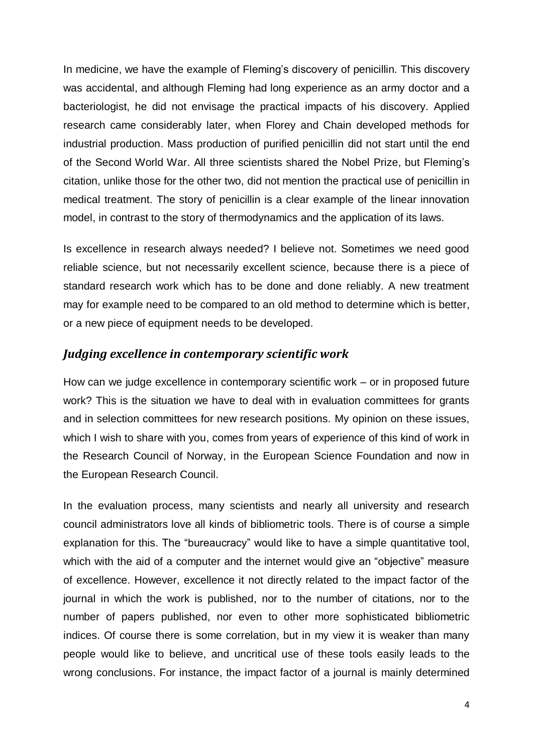In medicine, we have the example of Fleming's discovery of penicillin. This discovery was accidental, and although Fleming had long experience as an army doctor and a bacteriologist, he did not envisage the practical impacts of his discovery. Applied research came considerably later, when Florey and Chain developed methods for industrial production. Mass production of purified penicillin did not start until the end of the Second World War. All three scientists shared the Nobel Prize, but Fleming's citation, unlike those for the other two, did not mention the practical use of penicillin in medical treatment. The story of penicillin is a clear example of the linear innovation model, in contrast to the story of thermodynamics and the application of its laws.

Is excellence in research always needed? I believe not. Sometimes we need good reliable science, but not necessarily excellent science, because there is a piece of standard research work which has to be done and done reliably. A new treatment may for example need to be compared to an old method to determine which is better, or a new piece of equipment needs to be developed.

## *Judging excellence in contemporary scientific work*

How can we judge excellence in contemporary scientific work – or in proposed future work? This is the situation we have to deal with in evaluation committees for grants and in selection committees for new research positions. My opinion on these issues, which I wish to share with you, comes from years of experience of this kind of work in the Research Council of Norway, in the European Science Foundation and now in the European Research Council.

In the evaluation process, many scientists and nearly all university and research council administrators love all kinds of bibliometric tools. There is of course a simple explanation for this. The "bureaucracy" would like to have a simple quantitative tool, which with the aid of a computer and the internet would give an "objective" measure of excellence. However, excellence it not directly related to the impact factor of the journal in which the work is published, nor to the number of citations, nor to the number of papers published, nor even to other more sophisticated bibliometric indices. Of course there is some correlation, but in my view it is weaker than many people would like to believe, and uncritical use of these tools easily leads to the wrong conclusions. For instance, the impact factor of a journal is mainly determined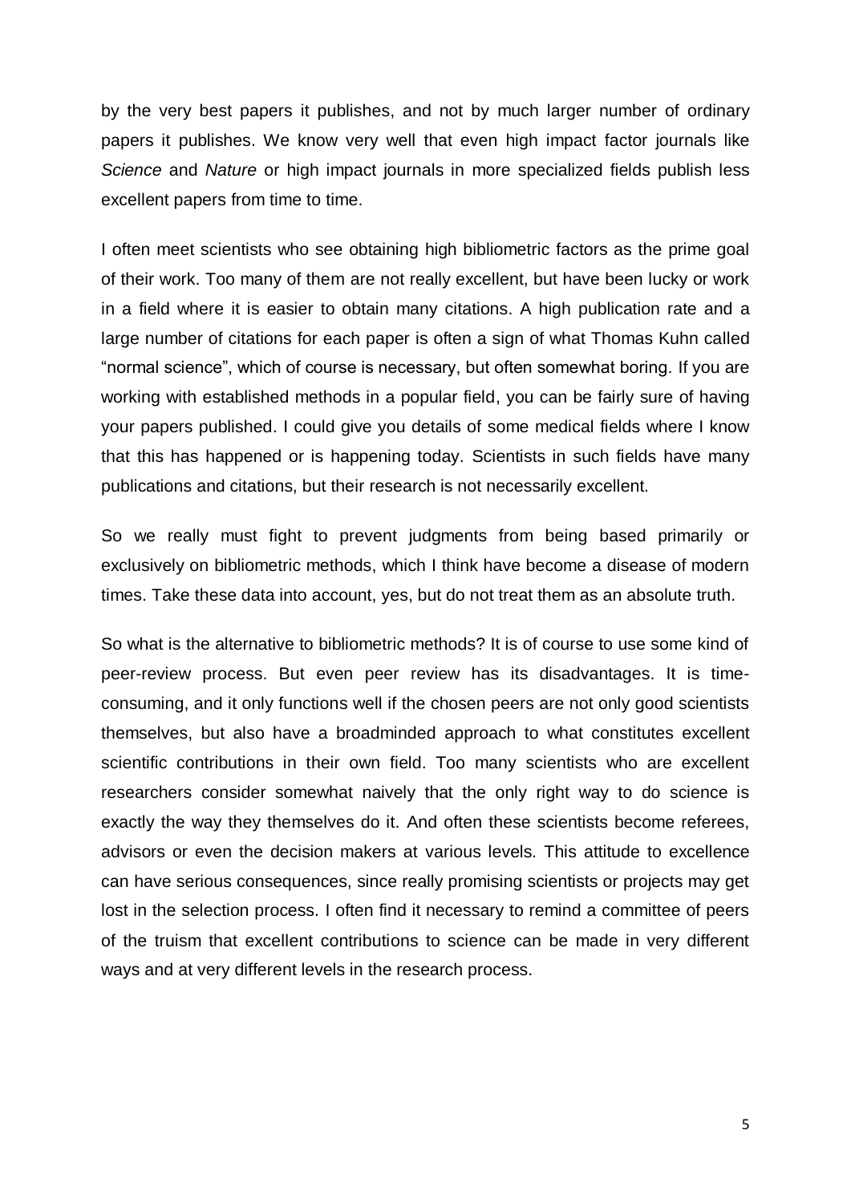by the very best papers it publishes, and not by much larger number of ordinary papers it publishes. We know very well that even high impact factor journals like *Science* and *Nature* or high impact journals in more specialized fields publish less excellent papers from time to time.

I often meet scientists who see obtaining high bibliometric factors as the prime goal of their work. Too many of them are not really excellent, but have been lucky or work in a field where it is easier to obtain many citations. A high publication rate and a large number of citations for each paper is often a sign of what Thomas Kuhn called "normal science", which of course is necessary, but often somewhat boring. If you are working with established methods in a popular field, you can be fairly sure of having your papers published. I could give you details of some medical fields where I know that this has happened or is happening today. Scientists in such fields have many publications and citations, but their research is not necessarily excellent.

So we really must fight to prevent judgments from being based primarily or exclusively on bibliometric methods, which I think have become a disease of modern times. Take these data into account, yes, but do not treat them as an absolute truth.

So what is the alternative to bibliometric methods? It is of course to use some kind of peer-review process. But even peer review has its disadvantages. It is time-consuming, and it only functions well if the chosen peers are not only good scientists themselves, but also have a broadminded approach to what constitutes excellent scientific contributions in their own field. Too many scientists who are excellent researchers consider somewhat naively that the only right way to do science is exactly the way they themselves do it. And often these scientists become referees, advisors or even the decision makers at various levels. This attitude to excellence can have serious consequences, since really promising scientists or projects may get lost in the selection process. I often find it necessary to remind a committee of peers of the truism that excellent contributions to science can be made in very different ways and at very different levels in the research process.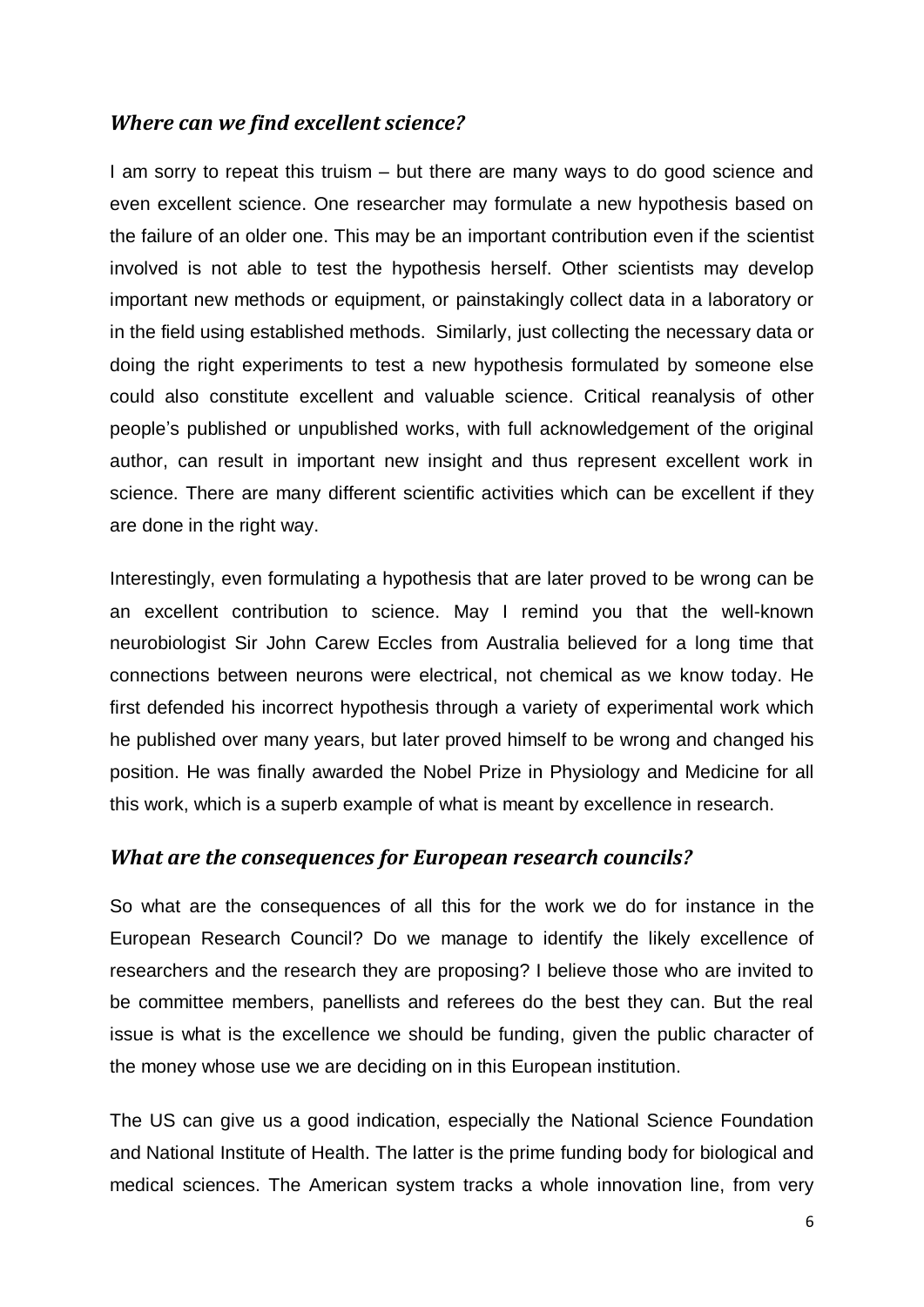### *Where can we find excellent science?*

I am sorry to repeat this truism – but there are many ways to do good science and even excellent science. One researcher may formulate a new hypothesis based on the failure of an older one. This may be an important contribution even if the scientist involved is not able to test the hypothesis herself. Other scientists may develop important new methods or equipment, or painstakingly collect data in a laboratory or in the field using established methods. Similarly, just collecting the necessary data or doing the right experiments to test a new hypothesis formulated by someone else could also constitute excellent and valuable science. Critical reanalysis of other people's published or unpublished works, with full acknowledgement of the original author, can result in important new insight and thus represent excellent work in science. There are many different scientific activities which can be excellent if they are done in the right way.

Interestingly, even formulating a hypothesis that are later proved to be wrong can be an excellent contribution to science. May I remind you that the well-known neurobiologist Sir John Carew Eccles from Australia believed for a long time that connections between neurons were electrical, not chemical as we know today. He first defended his incorrect hypothesis through a variety of experimental work which he published over many years, but later proved himself to be wrong and changed his position. He was finally awarded the Nobel Prize in Physiology and Medicine for all this work, which is a superb example of what is meant by excellence in research.

### *What are the consequences for European research councils?*

So what are the consequences of all this for the work we do for instance in the European Research Council? Do we manage to identify the likely excellence of researchers and the research they are proposing? I believe those who are invited to be committee members, panellists and referees do the best they can. But the real issue is what is the excellence we should be funding, given the public character of the money whose use we are deciding on in this European institution.

The US can give us a good indication, especially the National Science Foundation and National Institute of Health. The latter is the prime funding body for biological and medical sciences. The American system tracks a whole innovation line, from very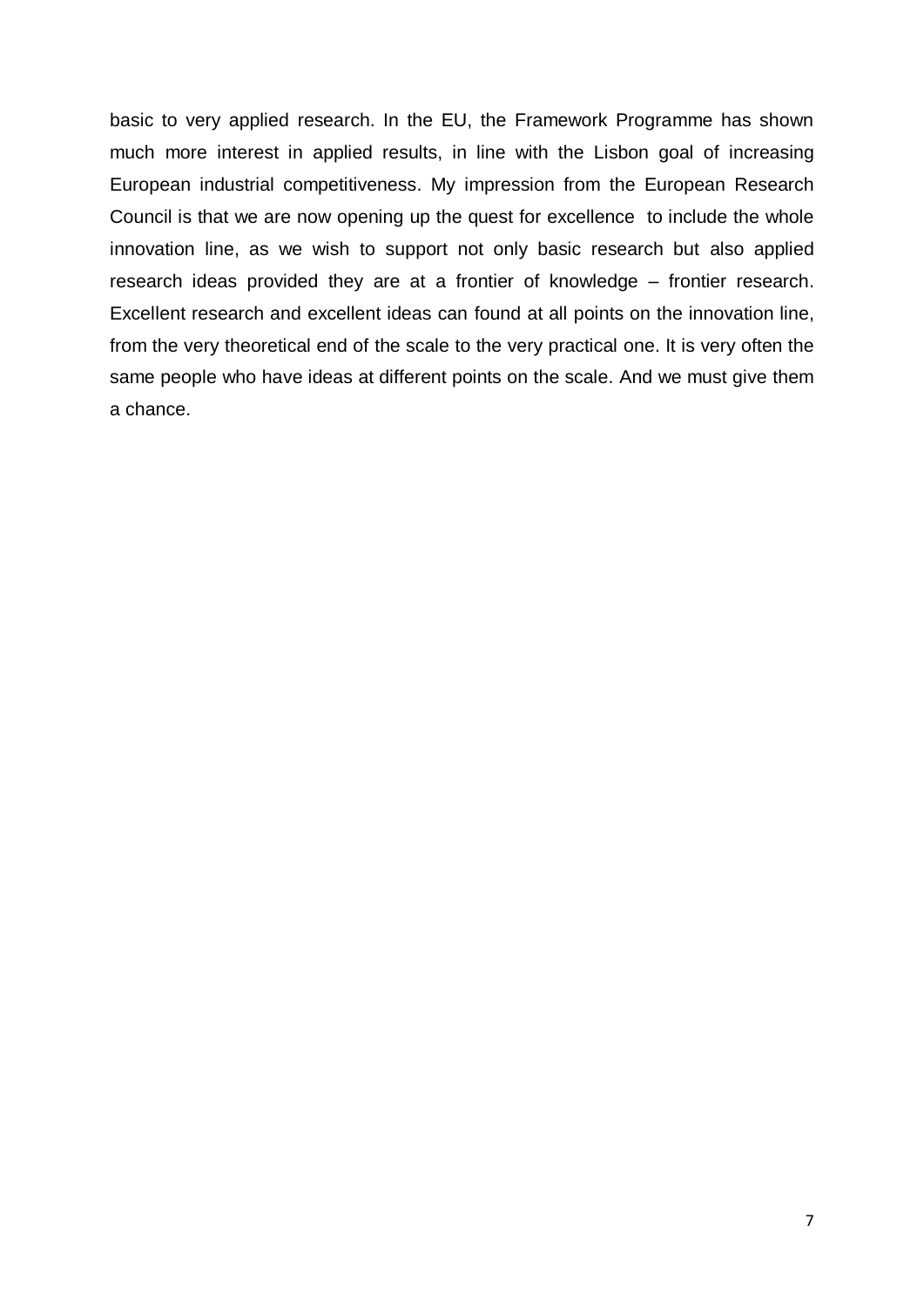basic to very applied research. In the EU, the Framework Programme has shown much more interest in applied results, in line with the Lisbon goal of increasing European industrial competitiveness. My impression from the European Research Council is that we are now opening up the quest for excellence to include the whole innovation line, as we wish to support not only basic research but also applied research ideas provided they are at a frontier of knowledge – frontier research. Excellent research and excellent ideas can found at all points on the innovation line, from the very theoretical end of the scale to the very practical one. It is very often the same people who have ideas at different points on the scale. And we must give them a chance.